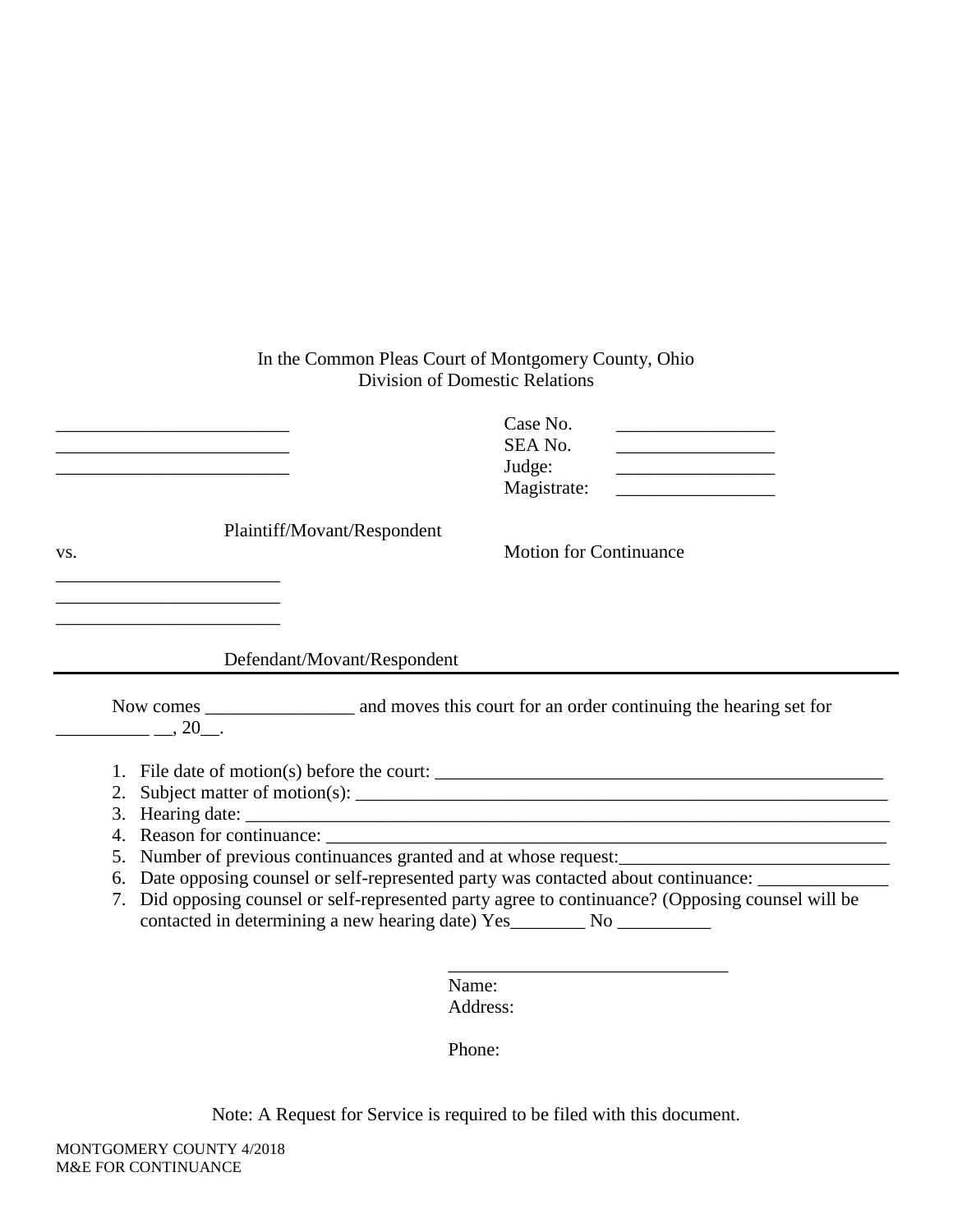In the Common Pleas Court of Montgomery County, Ohio
Division of Domestic Relations

| | |
|---|---|
| _________________________ | Case No. _________________ |
| _________________________ | SEA No. _________________ |
| _________________________ | Judge: _________________ |
| | Magistrate: _________________ |
| Plaintiff/Movant/Respondent | |
| vs. | Motion for Continuance |
| ________________________ | |
| ________________________ | |
| ________________________ | |
| Defendant/Movant/Respondent | |

---

Now comes ________________ and moves this court for an order continuing the hearing set for __________ __, 20__.

1. File date of motion(s) before the court: __________________________________________________
2. Subject matter of motion(s): ___________________________________________________________
3. Hearing date: _______________________________________________________________________
4. Reason for continuance: _______________________________________________________________
5. Number of previous continuances granted and at whose request:_____________________________
6. Date opposing counsel or self-represented party was contacted about continuance: ______________
7. Did opposing counsel or self-represented party agree to continuance? (Opposing counsel will be contacted in determining a new hearing date) Yes________ No __________

______________________________
Name:
Address:

Phone:

Note: A Request for Service is required to be filed with this document.

MONTGOMERY COUNTY 4/2018
M&E FOR CONTINUANCE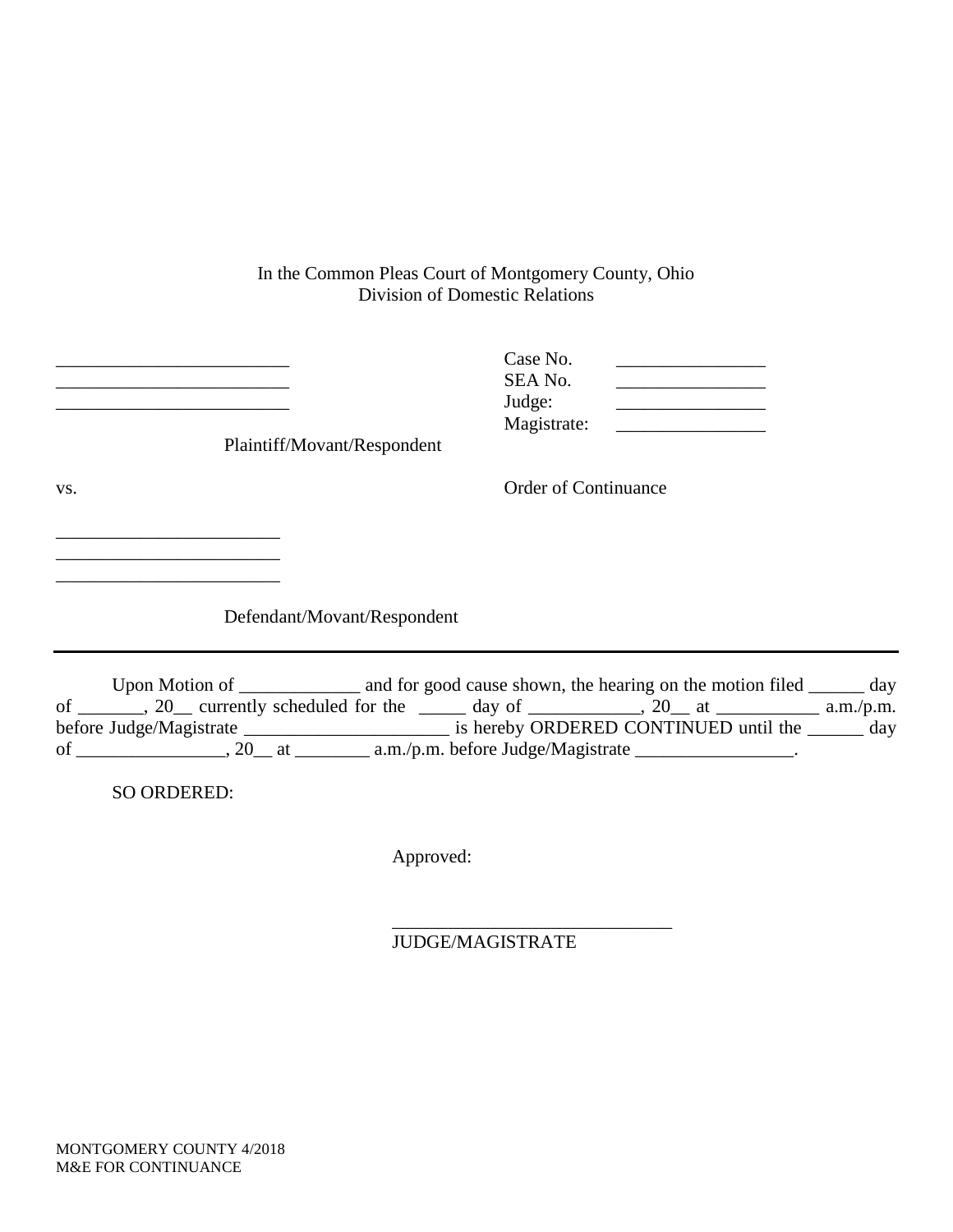In the Common Pleas Court of Montgomery County, Ohio
Division of Domestic Relations

_________________________
_________________________
_________________________

Plaintiff/Movant/Respondent

Case No. ________________
SEA No. ________________
Judge: ________________
Magistrate: ________________

vs.

Order of Continuance

________________________
________________________
________________________

Defendant/Movant/Respondent

---

Upon Motion of _____________ and for good cause shown, the hearing on the motion filed ______ day of _______, 20__ currently scheduled for the _____ day of ____________, 20__ at ___________ a.m./p.m. before Judge/Magistrate ______________________ is hereby ORDERED CONTINUED until the ______ day of ________________, 20__ at ________ a.m./p.m. before Judge/Magistrate _________________.

SO ORDERED:

Approved:

______________________________
JUDGE/MAGISTRATE

MONTGOMERY COUNTY 4/2018
M&E FOR CONTINUANCE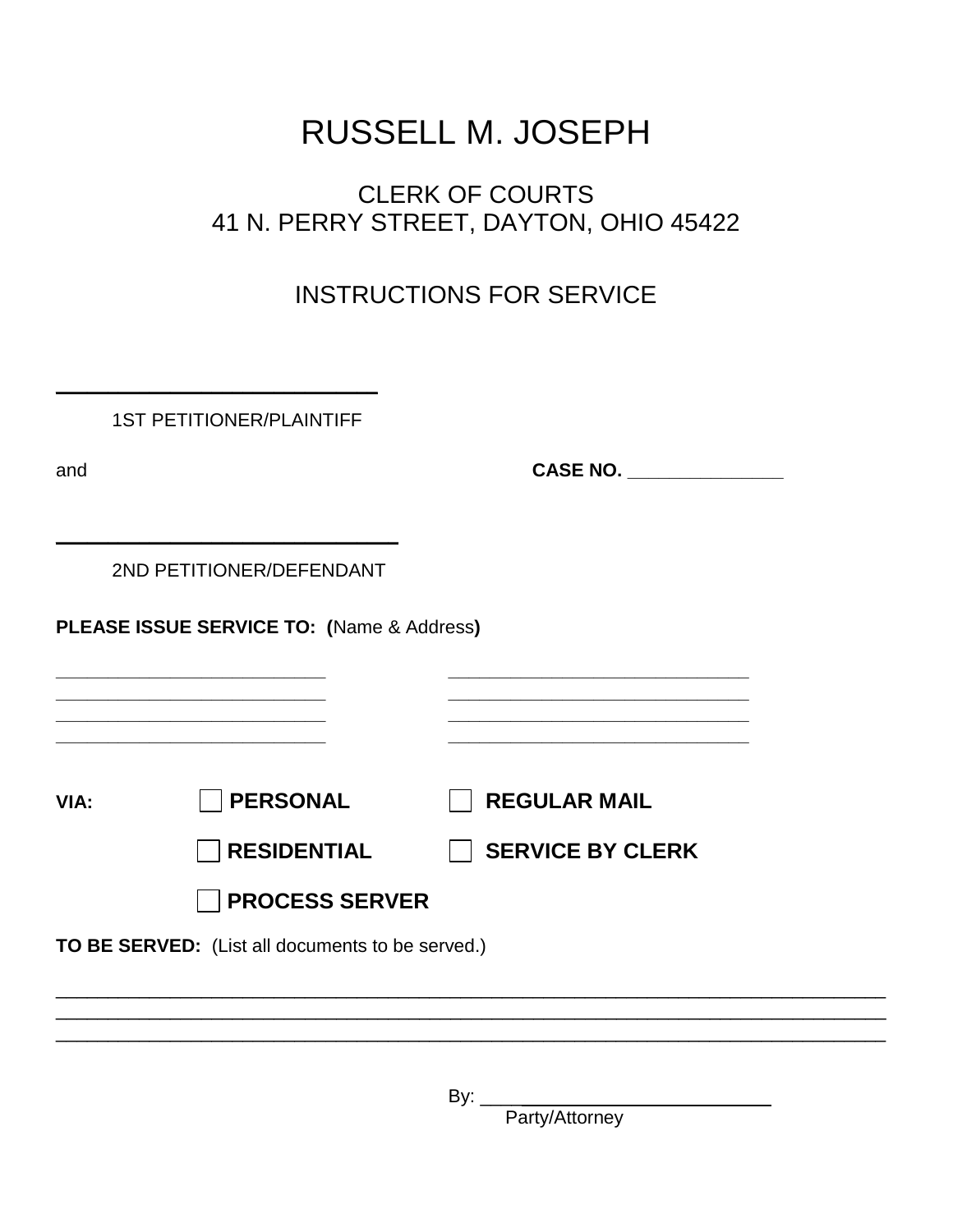# RUSSELL M. JOSEPH

## CLERK OF COURTS
## 41 N. PERRY STREET, DAYTON, OHIO 45422

## INSTRUCTIONS FOR SERVICE

______________________________

1ST PETITIONER/PLAINTIFF

and **CASE NO.** _______________

______________________________

2ND PETITIONER/DEFENDANT

**PLEASE ISSUE SERVICE TO: (**Name & Address**)**

____________________________ ______________________________
____________________________ ______________________________
____________________________ ______________________________
____________________________ ______________________________

**VIA:**

☐ **PERSONAL** ☐ **REGULAR MAIL**

☐ **RESIDENTIAL** ☐ **SERVICE BY CLERK**

☐ **PROCESS SERVER**

**TO BE SERVED:** (List all documents to be served.)

______________________________________________________________________________
______________________________________________________________________________
______________________________________________________________________________

By: ______________________________
Party/Attorney